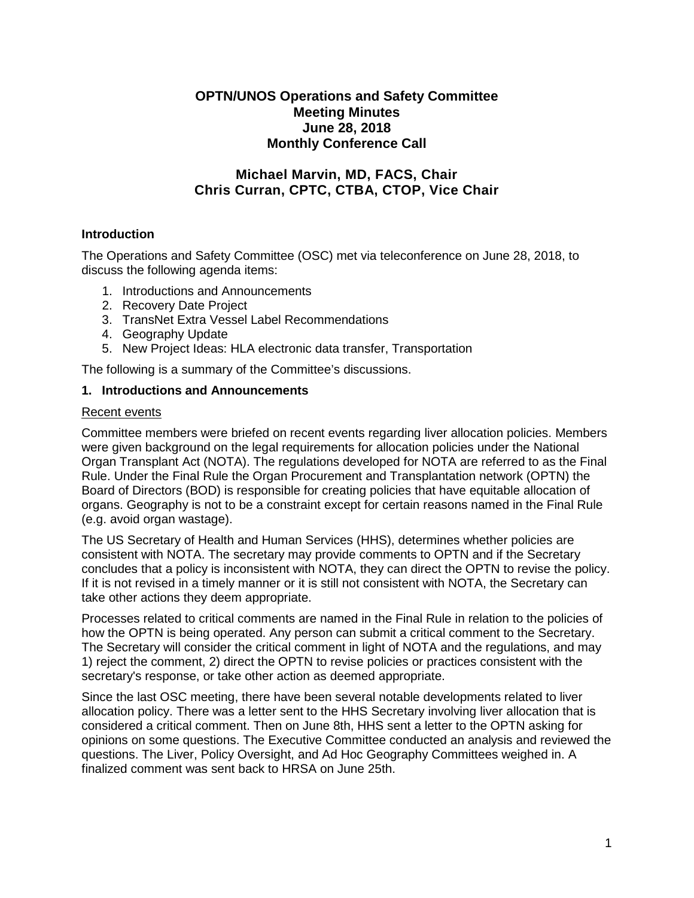# OPTN/UNOS Operations and Safety Committee
# Meeting Minutes
# June 28, 2018
# Monthly Conference Call

## Michael Marvin, MD, FACS, Chair
## Chris Curran, CPTC, CTBA, CTOP, Vice Chair

### Introduction

The Operations and Safety Committee (OSC) met via teleconference on June 28, 2018, to discuss the following agenda items:

1. Introductions and Announcements
2. Recovery Date Project
3. TransNet Extra Vessel Label Recommendations
4. Geography Update
5. New Project Ideas: HLA electronic data transfer, Transportation

The following is a summary of the Committee's discussions.

### 1. Introductions and Announcements

Recent events

Committee members were briefed on recent events regarding liver allocation policies. Members were given background on the legal requirements for allocation policies under the National Organ Transplant Act (NOTA). The regulations developed for NOTA are referred to as the Final Rule. Under the Final Rule the Organ Procurement and Transplantation network (OPTN) the Board of Directors (BOD) is responsible for creating policies that have equitable allocation of organs. Geography is not to be a constraint except for certain reasons named in the Final Rule (e.g. avoid organ wastage).

The US Secretary of Health and Human Services (HHS), determines whether policies are consistent with NOTA. The secretary may provide comments to OPTN and if the Secretary concludes that a policy is inconsistent with NOTA, they can direct the OPTN to revise the policy. If it is not revised in a timely manner or it is still not consistent with NOTA, the Secretary can take other actions they deem appropriate.

Processes related to critical comments are named in the Final Rule in relation to the policies of how the OPTN is being operated. Any person can submit a critical comment to the Secretary. The Secretary will consider the critical comment in light of NOTA and the regulations, and may 1) reject the comment, 2) direct the OPTN to revise policies or practices consistent with the secretary's response, or take other action as deemed appropriate.

Since the last OSC meeting, there have been several notable developments related to liver allocation policy. There was a letter sent to the HHS Secretary involving liver allocation that is considered a critical comment. Then on June 8th, HHS sent a letter to the OPTN asking for opinions on some questions. The Executive Committee conducted an analysis and reviewed the questions. The Liver, Policy Oversight, and Ad Hoc Geography Committees weighed in. A finalized comment was sent back to HRSA on June 25th.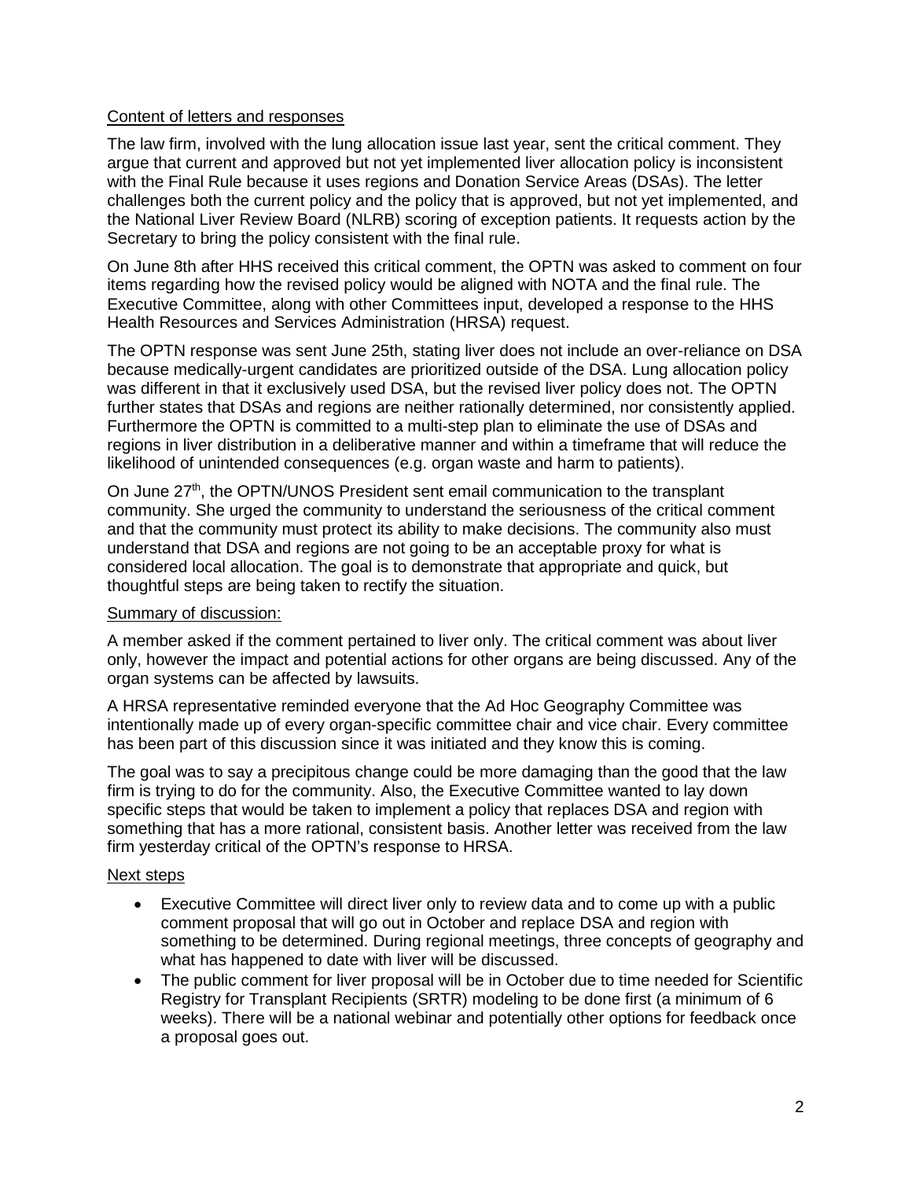Content of letters and responses

The law firm, involved with the lung allocation issue last year, sent the critical comment. They argue that current and approved but not yet implemented liver allocation policy is inconsistent with the Final Rule because it uses regions and Donation Service Areas (DSAs). The letter challenges both the current policy and the policy that is approved, but not yet implemented, and the National Liver Review Board (NLRB) scoring of exception patients. It requests action by the Secretary to bring the policy consistent with the final rule.

On June 8th after HHS received this critical comment, the OPTN was asked to comment on four items regarding how the revised policy would be aligned with NOTA and the final rule. The Executive Committee, along with other Committees input, developed a response to the HHS Health Resources and Services Administration (HRSA) request.

The OPTN response was sent June 25th, stating liver does not include an over-reliance on DSA because medically-urgent candidates are prioritized outside of the DSA. Lung allocation policy was different in that it exclusively used DSA, but the revised liver policy does not. The OPTN further states that DSAs and regions are neither rationally determined, nor consistently applied. Furthermore the OPTN is committed to a multi-step plan to eliminate the use of DSAs and regions in liver distribution in a deliberative manner and within a timeframe that will reduce the likelihood of unintended consequences (e.g. organ waste and harm to patients).

On June 27th, the OPTN/UNOS President sent email communication to the transplant community. She urged the community to understand the seriousness of the critical comment and that the community must protect its ability to make decisions. The community also must understand that DSA and regions are not going to be an acceptable proxy for what is considered local allocation. The goal is to demonstrate that appropriate and quick, but thoughtful steps are being taken to rectify the situation.

Summary of discussion:

A member asked if the comment pertained to liver only. The critical comment was about liver only, however the impact and potential actions for other organs are being discussed. Any of the organ systems can be affected by lawsuits.

A HRSA representative reminded everyone that the Ad Hoc Geography Committee was intentionally made up of every organ-specific committee chair and vice chair. Every committee has been part of this discussion since it was initiated and they know this is coming.

The goal was to say a precipitous change could be more damaging than the good that the law firm is trying to do for the community. Also, the Executive Committee wanted to lay down specific steps that would be taken to implement a policy that replaces DSA and region with something that has a more rational, consistent basis. Another letter was received from the law firm yesterday critical of the OPTN's response to HRSA.

Next steps

- Executive Committee will direct liver only to review data and to come up with a public comment proposal that will go out in October and replace DSA and region with something to be determined. During regional meetings, three concepts of geography and what has happened to date with liver will be discussed.
- The public comment for liver proposal will be in October due to time needed for Scientific Registry for Transplant Recipients (SRTR) modeling to be done first (a minimum of 6 weeks). There will be a national webinar and potentially other options for feedback once a proposal goes out.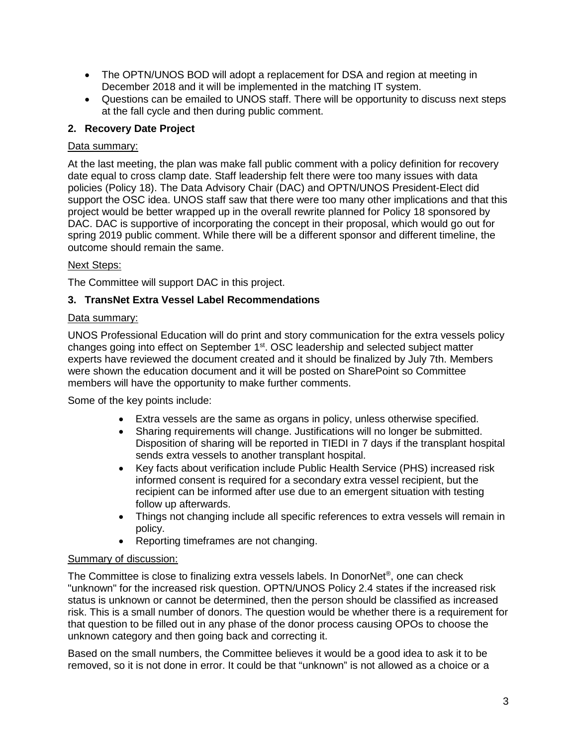- The OPTN/UNOS BOD will adopt a replacement for DSA and region at meeting in December 2018 and it will be implemented in the matching IT system.
- Questions can be emailed to UNOS staff. There will be opportunity to discuss next steps at the fall cycle and then during public comment.

### 2. Recovery Date Project

Data summary:

At the last meeting, the plan was make fall public comment with a policy definition for recovery date equal to cross clamp date. Staff leadership felt there were too many issues with data policies (Policy 18). The Data Advisory Chair (DAC) and OPTN/UNOS President-Elect did support the OSC idea. UNOS staff saw that there were too many other implications and that this project would be better wrapped up in the overall rewrite planned for Policy 18 sponsored by DAC. DAC is supportive of incorporating the concept in their proposal, which would go out for spring 2019 public comment. While there will be a different sponsor and different timeline, the outcome should remain the same.

Next Steps:

The Committee will support DAC in this project.

### 3. TransNet Extra Vessel Label Recommendations

Data summary:

UNOS Professional Education will do print and story communication for the extra vessels policy changes going into effect on September 1st. OSC leadership and selected subject matter experts have reviewed the document created and it should be finalized by July 7th. Members were shown the education document and it will be posted on SharePoint so Committee members will have the opportunity to make further comments.

Some of the key points include:

- Extra vessels are the same as organs in policy, unless otherwise specified.
- Sharing requirements will change. Justifications will no longer be submitted. Disposition of sharing will be reported in TIEDI in 7 days if the transplant hospital sends extra vessels to another transplant hospital.
- Key facts about verification include Public Health Service (PHS) increased risk informed consent is required for a secondary extra vessel recipient, but the recipient can be informed after use due to an emergent situation with testing follow up afterwards.
- Things not changing include all specific references to extra vessels will remain in policy.
- Reporting timeframes are not changing.

Summary of discussion:

The Committee is close to finalizing extra vessels labels. In DonorNet®, one can check "unknown" for the increased risk question. OPTN/UNOS Policy 2.4 states if the increased risk status is unknown or cannot be determined, then the person should be classified as increased risk. This is a small number of donors. The question would be whether there is a requirement for that question to be filled out in any phase of the donor process causing OPOs to choose the unknown category and then going back and correcting it.

Based on the small numbers, the Committee believes it would be a good idea to ask it to be removed, so it is not done in error. It could be that "unknown" is not allowed as a choice or a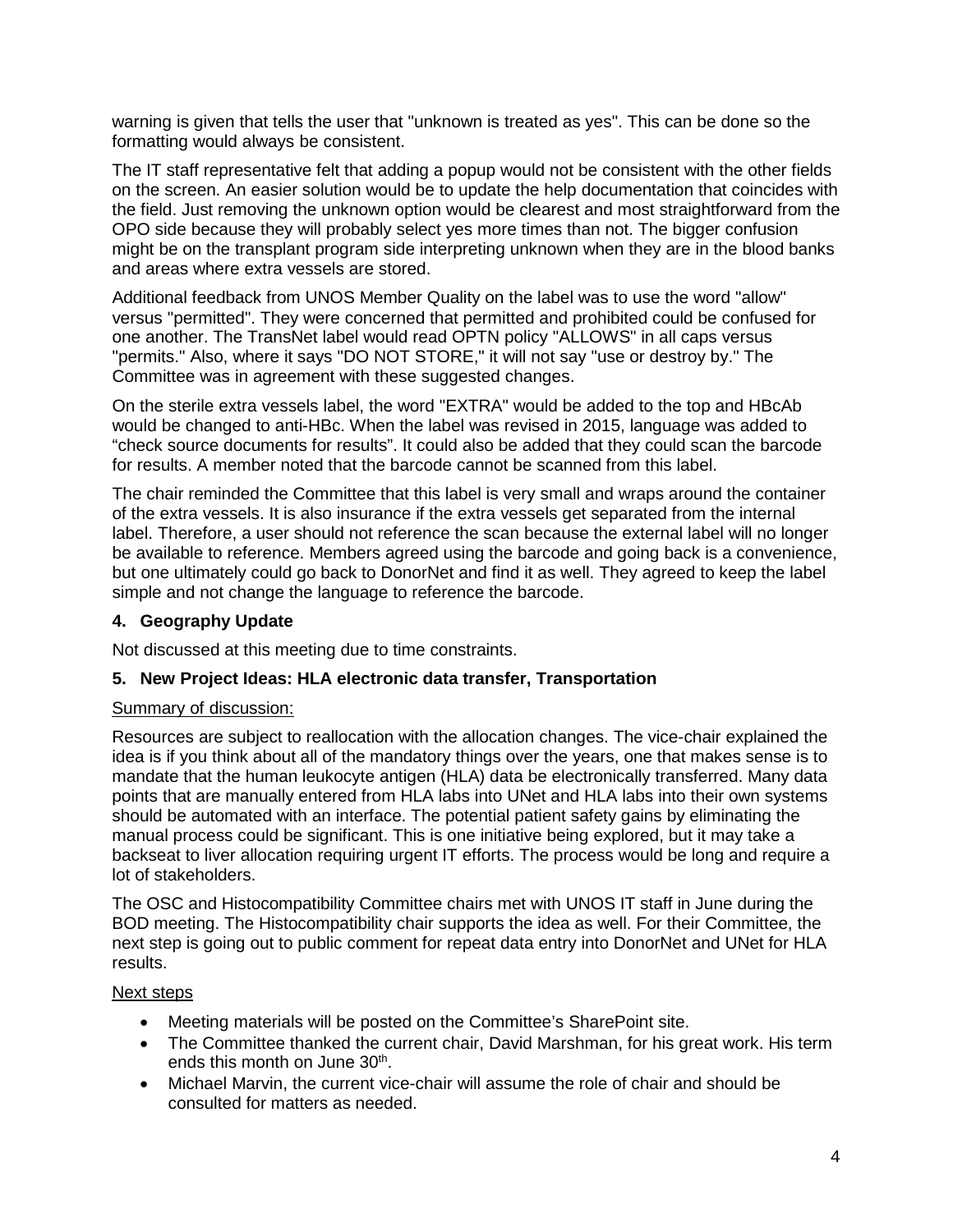warning is given that tells the user that "unknown is treated as yes". This can be done so the formatting would always be consistent.

The IT staff representative felt that adding a popup would not be consistent with the other fields on the screen. An easier solution would be to update the help documentation that coincides with the field. Just removing the unknown option would be clearest and most straightforward from the OPO side because they will probably select yes more times than not. The bigger confusion might be on the transplant program side interpreting unknown when they are in the blood banks and areas where extra vessels are stored.

Additional feedback from UNOS Member Quality on the label was to use the word "allow" versus "permitted". They were concerned that permitted and prohibited could be confused for one another. The TransNet label would read OPTN policy "ALLOWS" in all caps versus "permits." Also, where it says "DO NOT STORE," it will not say "use or destroy by." The Committee was in agreement with these suggested changes.

On the sterile extra vessels label, the word "EXTRA" would be added to the top and HBcAb would be changed to anti-HBc. When the label was revised in 2015, language was added to "check source documents for results". It could also be added that they could scan the barcode for results. A member noted that the barcode cannot be scanned from this label.

The chair reminded the Committee that this label is very small and wraps around the container of the extra vessels. It is also insurance if the extra vessels get separated from the internal label. Therefore, a user should not reference the scan because the external label will no longer be available to reference. Members agreed using the barcode and going back is a convenience, but one ultimately could go back to DonorNet and find it as well. They agreed to keep the label simple and not change the language to reference the barcode.

**4. Geography Update**

Not discussed at this meeting due to time constraints.

**5. New Project Ideas: HLA electronic data transfer, Transportation**

Summary of discussion:

Resources are subject to reallocation with the allocation changes. The vice-chair explained the idea is if you think about all of the mandatory things over the years, one that makes sense is to mandate that the human leukocyte antigen (HLA) data be electronically transferred. Many data points that are manually entered from HLA labs into UNet and HLA labs into their own systems should be automated with an interface. The potential patient safety gains by eliminating the manual process could be significant. This is one initiative being explored, but it may take a backseat to liver allocation requiring urgent IT efforts. The process would be long and require a lot of stakeholders.

The OSC and Histocompatibility Committee chairs met with UNOS IT staff in June during the BOD meeting. The Histocompatibility chair supports the idea as well. For their Committee, the next step is going out to public comment for repeat data entry into DonorNet and UNet for HLA results.

Next steps

- Meeting materials will be posted on the Committee's SharePoint site.
- The Committee thanked the current chair, David Marshman, for his great work. His term ends this month on June 30th.
- Michael Marvin, the current vice-chair will assume the role of chair and should be consulted for matters as needed.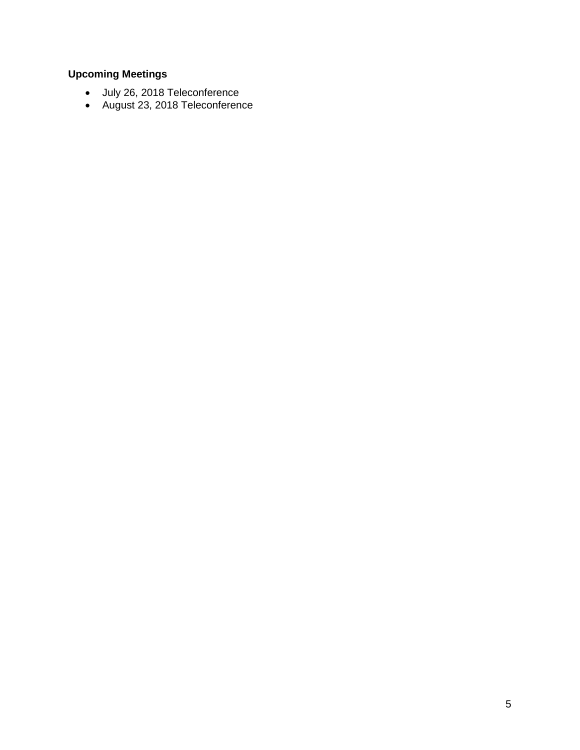**Upcoming Meetings**

- July 26, 2018 Teleconference
- August 23, 2018 Teleconference